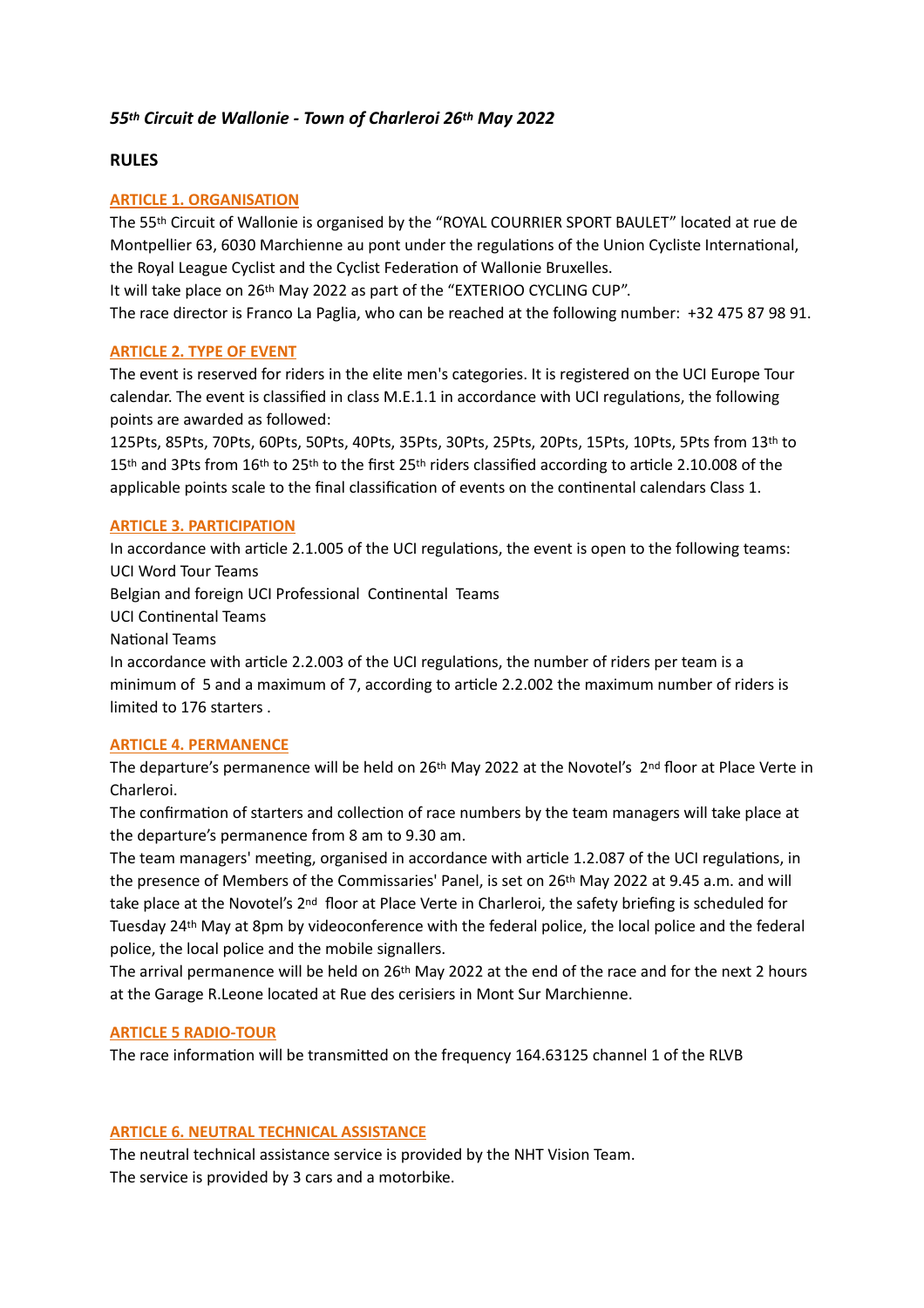# *55th Circuit de Wallonie - Town of Charleroi 26th May 2022*

## RULES

### ARTICLE 1. ORGANISATION

The 55th Circuit of Wallonie is organised by the "ROYAL COURRIER SPORT BAULET" located at rue de Montpellier 63, 6030 Marchienne au pont under the regulations of the Union Cycliste International, the Royal League Cyclist and the Cyclist Federation of Wallonie Bruxelles.

It will take place on 26th May 2022 as part of the "EXTERIOO CYCLING CUP".

The race director is Franco La Paglia, who can be reached at the following number: +32 475 87 98 91.

### ARTICLE 2. TYPE OF EVENT

The event is reserved for riders in the elite men's categories. It is registered on the UCI Europe Tour calendar. The event is classified in class M.E.1.1 in accordance with UCI regulations, the following points are awarded as followed:

125Pts, 85Pts, 70Pts, 60Pts, 50Pts, 40Pts, 35Pts, 30Pts, 25Pts, 20Pts, 15Pts, 10Pts, 5Pts from 13th to 15th and 3Pts from 16th to 25th to the first 25th riders classified according to article 2.10.008 of the applicable points scale to the final classification of events on the continental calendars Class 1.

### ARTICLE 3. PARTICIPATION

In accordance with article 2.1.005 of the UCI regulations, the event is open to the following teams:

UCI Word Tour Teams

Belgian and foreign UCI Professional Continental Teams

UCI Continental Teams

National Teams

In accordance with article 2.2.003 of the UCI regulations, the number of riders per team is a minimum of 5 and a maximum of 7, according to article 2.2.002 the maximum number of riders is limited to 176 starters .

### ARTICLE 4. PERMANENCE

The departure's permanence will be held on 26th May 2022 at the Novotel's 2nd floor at Place Verte in Charleroi.

The confirmation of starters and collection of race numbers by the team managers will take place at the departure's permanence from 8 am to 9.30 am.

The team managers' meeting, organised in accordance with article 1.2.087 of the UCI regulations, in the presence of Members of the Commissaries' Panel, is set on 26th May 2022 at 9.45 a.m. and will take place at the Novotel's 2nd floor at Place Verte in Charleroi, the safety briefing is scheduled for Tuesday 24th May at 8pm by videoconference with the federal police, the local police and the federal police, the local police and the mobile signallers.

The arrival permanence will be held on 26th May 2022 at the end of the race and for the next 2 hours at the Garage R.Leone located at Rue des cerisiers in Mont Sur Marchienne.

### ARTICLE 5 RADIO-TOUR

The race information will be transmitted on the frequency 164.63125 channel 1 of the RLVB

### ARTICLE 6. NEUTRAL TECHNICAL ASSISTANCE

The neutral technical assistance service is provided by the NHT Vision Team.

The service is provided by 3 cars and a motorbike.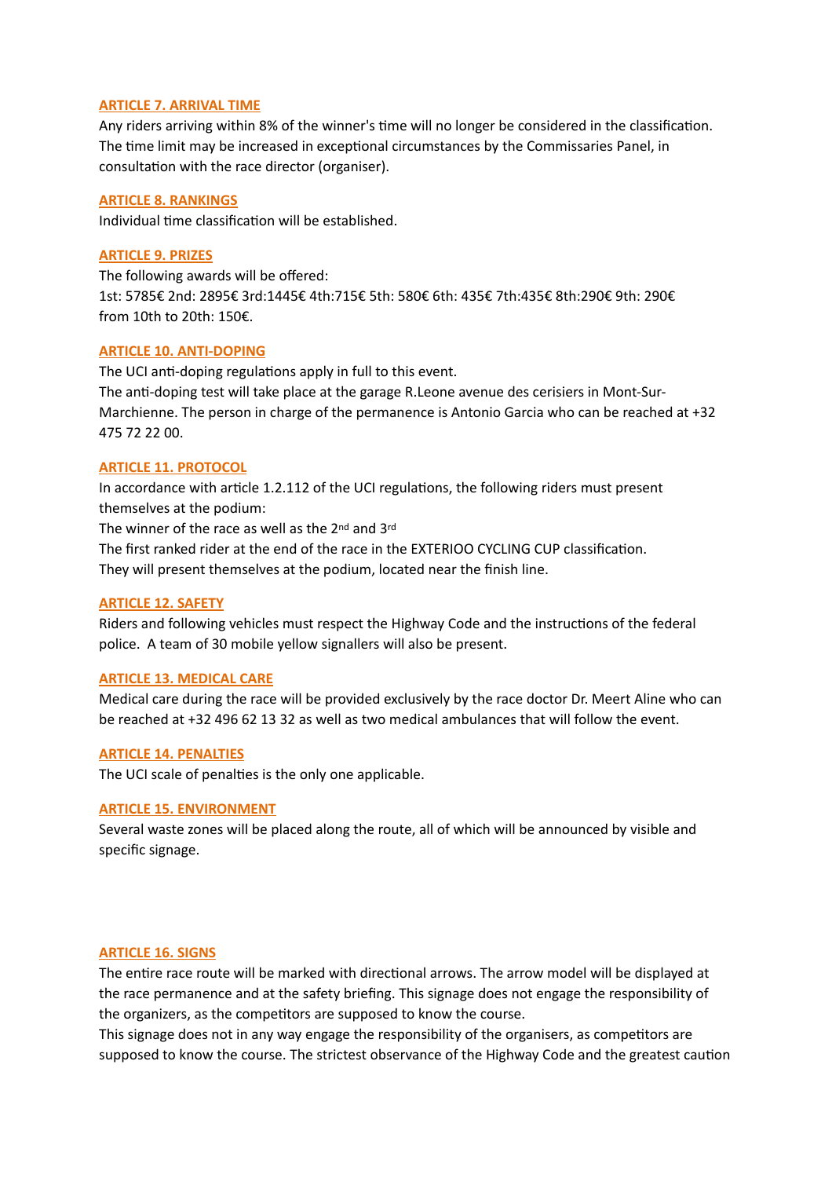### ARTICLE 7. ARRIVAL TIME

Any riders arriving within 8% of the winner's time will no longer be considered in the classification. The time limit may be increased in exceptional circumstances by the Commissaries Panel, in consultation with the race director (organiser).

### ARTICLE 8. RANKINGS

Individual time classification will be established.

### ARTICLE 9. PRIZES

The following awards will be offered:
1st: 5785€ 2nd: 2895€ 3rd:1445€ 4th:715€ 5th: 580€ 6th: 435€ 7th:435€ 8th:290€ 9th: 290€ from 10th to 20th: 150€.

### ARTICLE 10. ANTI-DOPING

The UCI anti-doping regulations apply in full to this event.
The anti-doping test will take place at the garage R.Leone avenue des cerisiers in Mont-Sur-Marchienne. The person in charge of the permanence is Antonio Garcia who can be reached at +32 475 72 22 00.

### ARTICLE 11. PROTOCOL

In accordance with article 1.2.112 of the UCI regulations, the following riders must present themselves at the podium:
The winner of the race as well as the 2nd and 3rd
The first ranked rider at the end of the race in the EXTERIOO CYCLING CUP classification.
They will present themselves at the podium, located near the finish line.

### ARTICLE 12. SAFETY

Riders and following vehicles must respect the Highway Code and the instructions of the federal police. A team of 30 mobile yellow signallers will also be present.

### ARTICLE 13. MEDICAL CARE

Medical care during the race will be provided exclusively by the race doctor Dr. Meert Aline who can be reached at +32 496 62 13 32 as well as two medical ambulances that will follow the event.

### ARTICLE 14. PENALTIES

The UCI scale of penalties is the only one applicable.

### ARTICLE 15. ENVIRONMENT

Several waste zones will be placed along the route, all of which will be announced by visible and specific signage.

### ARTICLE 16. SIGNS

The entire race route will be marked with directional arrows. The arrow model will be displayed at the race permanence and at the safety briefing. This signage does not engage the responsibility of the organizers, as the competitors are supposed to know the course.
This signage does not in any way engage the responsibility of the organisers, as competitors are supposed to know the course. The strictest observance of the Highway Code and the greatest caution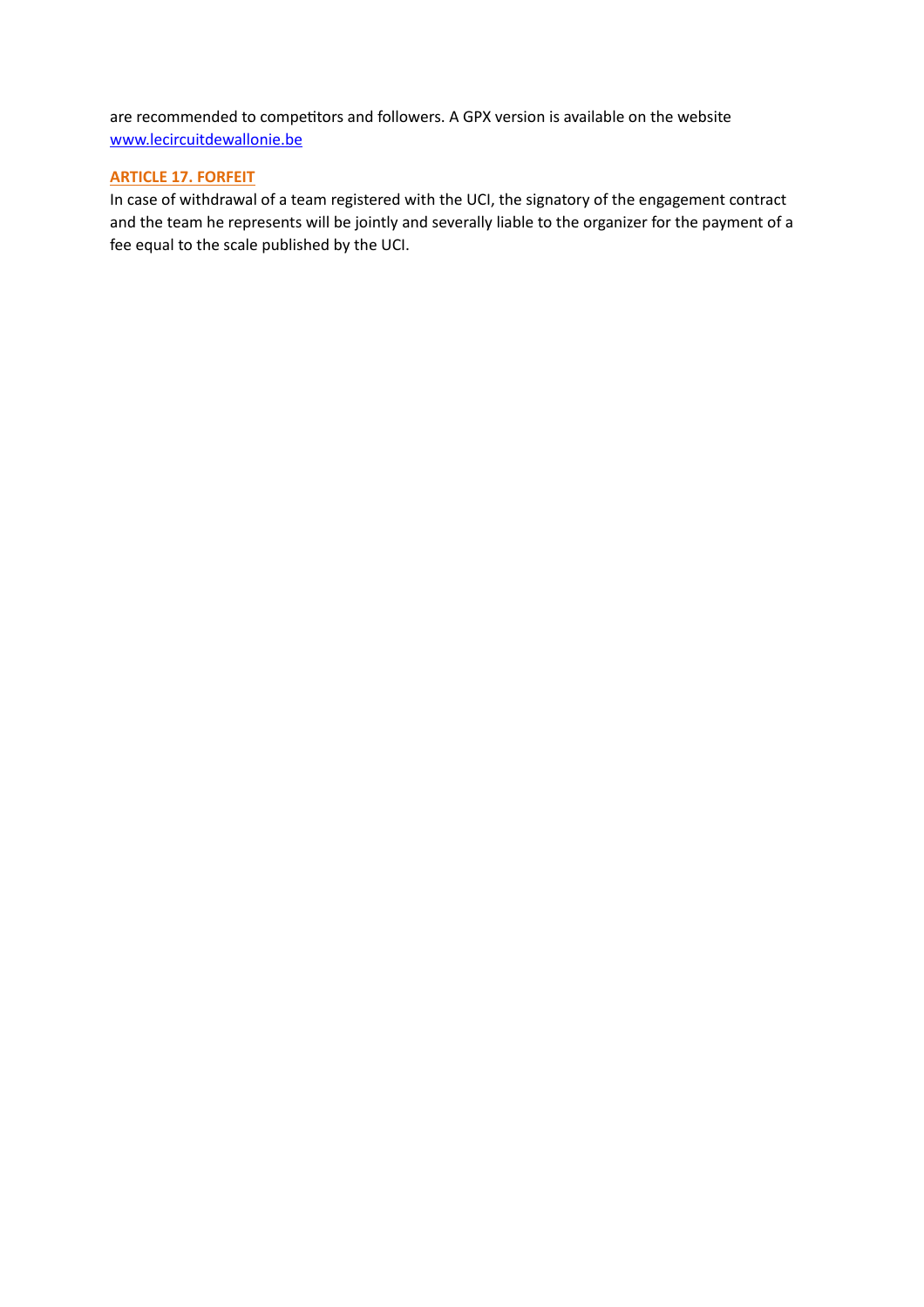are recommended to competitors and followers. A GPX version is available on the website [www.lecircuitdewallonie.be](http://www.lecircuitdewallonie.be)

### ARTICLE 17. FORFEIT

In case of withdrawal of a team registered with the UCI, the signatory of the engagement contract and the team he represents will be jointly and severally liable to the organizer for the payment of a fee equal to the scale published by the UCI.